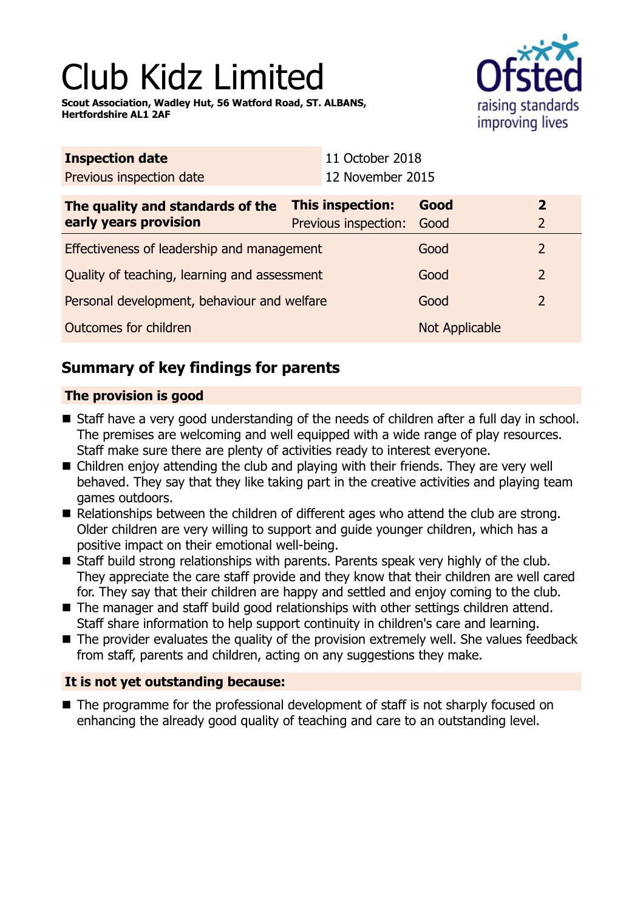# Club Kidz Limited

**Scout Association, Wadley Hut, 56 Watford Road, ST. ALBANS, Hertfordshire AL1 2AF**

| **Inspection date** | 11 October 2018 |
| --- | --- |
| Previous inspection date | 12 November 2015 |

| **The quality and standards of the early years provision** | **This inspection:** | **Good** | **2** |
| --- | --- | --- | --- |
| | Previous inspection: | Good | 2 |
| Effectiveness of leadership and management | | Good | 2 |
| Quality of teaching, learning and assessment | | Good | 2 |
| Personal development, behaviour and welfare | | Good | 2 |
| Outcomes for children | | Not Applicable | |

## Summary of key findings for parents

### The provision is good

- Staff have a very good understanding of the needs of children after a full day in school. The premises are welcoming and well equipped with a wide range of play resources. Staff make sure there are plenty of activities ready to interest everyone.
- Children enjoy attending the club and playing with their friends. They are very well behaved. They say that they like taking part in the creative activities and playing team games outdoors.
- Relationships between the children of different ages who attend the club are strong. Older children are very willing to support and guide younger children, which has a positive impact on their emotional well-being.
- Staff build strong relationships with parents. Parents speak very highly of the club. They appreciate the care staff provide and they know that their children are well cared for. They say that their children are happy and settled and enjoy coming to the club.
- The manager and staff build good relationships with other settings children attend. Staff share information to help support continuity in children's care and learning.
- The provider evaluates the quality of the provision extremely well. She values feedback from staff, parents and children, acting on any suggestions they make.

### It is not yet outstanding because:

- The programme for the professional development of staff is not sharply focused on enhancing the already good quality of teaching and care to an outstanding level.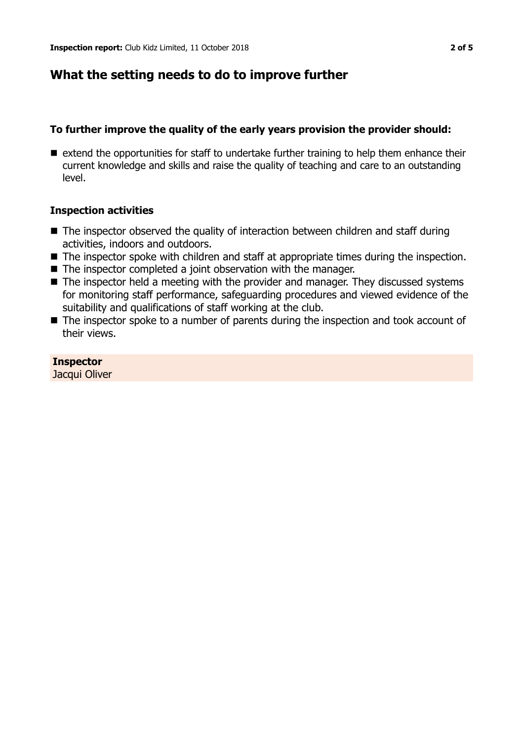## What the setting needs to do to improve further

### To further improve the quality of the early years provision the provider should:

- extend the opportunities for staff to undertake further training to help them enhance their current knowledge and skills and raise the quality of teaching and care to an outstanding level.

### Inspection activities

- The inspector observed the quality of interaction between children and staff during activities, indoors and outdoors.
- The inspector spoke with children and staff at appropriate times during the inspection.
- The inspector completed a joint observation with the manager.
- The inspector held a meeting with the provider and manager. They discussed systems for monitoring staff performance, safeguarding procedures and viewed evidence of the suitability and qualifications of staff working at the club.
- The inspector spoke to a number of parents during the inspection and took account of their views.

**Inspector**
Jacqui Oliver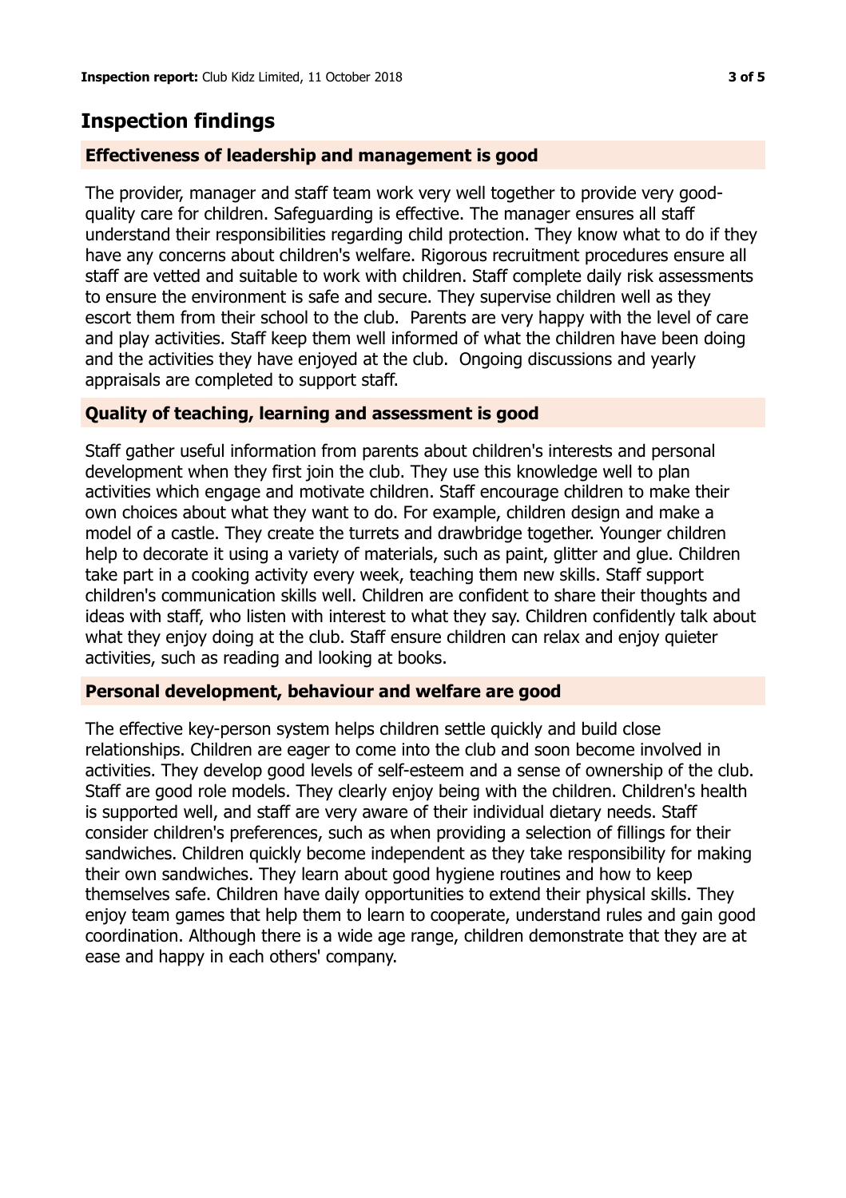## Inspection findings

### Effectiveness of leadership and management is good

The provider, manager and staff team work very well together to provide very good-quality care for children. Safeguarding is effective. The manager ensures all staff understand their responsibilities regarding child protection. They know what to do if they have any concerns about children's welfare. Rigorous recruitment procedures ensure all staff are vetted and suitable to work with children. Staff complete daily risk assessments to ensure the environment is safe and secure. They supervise children well as they escort them from their school to the club. Parents are very happy with the level of care and play activities. Staff keep them well informed of what the children have been doing and the activities they have enjoyed at the club. Ongoing discussions and yearly appraisals are completed to support staff.

### Quality of teaching, learning and assessment is good

Staff gather useful information from parents about children's interests and personal development when they first join the club. They use this knowledge well to plan activities which engage and motivate children. Staff encourage children to make their own choices about what they want to do. For example, children design and make a model of a castle. They create the turrets and drawbridge together. Younger children help to decorate it using a variety of materials, such as paint, glitter and glue. Children take part in a cooking activity every week, teaching them new skills. Staff support children's communication skills well. Children are confident to share their thoughts and ideas with staff, who listen with interest to what they say. Children confidently talk about what they enjoy doing at the club. Staff ensure children can relax and enjoy quieter activities, such as reading and looking at books.

### Personal development, behaviour and welfare are good

The effective key-person system helps children settle quickly and build close relationships. Children are eager to come into the club and soon become involved in activities. They develop good levels of self-esteem and a sense of ownership of the club. Staff are good role models. They clearly enjoy being with the children. Children's health is supported well, and staff are very aware of their individual dietary needs. Staff consider children's preferences, such as when providing a selection of fillings for their sandwiches. Children quickly become independent as they take responsibility for making their own sandwiches. They learn about good hygiene routines and how to keep themselves safe. Children have daily opportunities to extend their physical skills. They enjoy team games that help them to learn to cooperate, understand rules and gain good coordination. Although there is a wide age range, children demonstrate that they are at ease and happy in each others' company.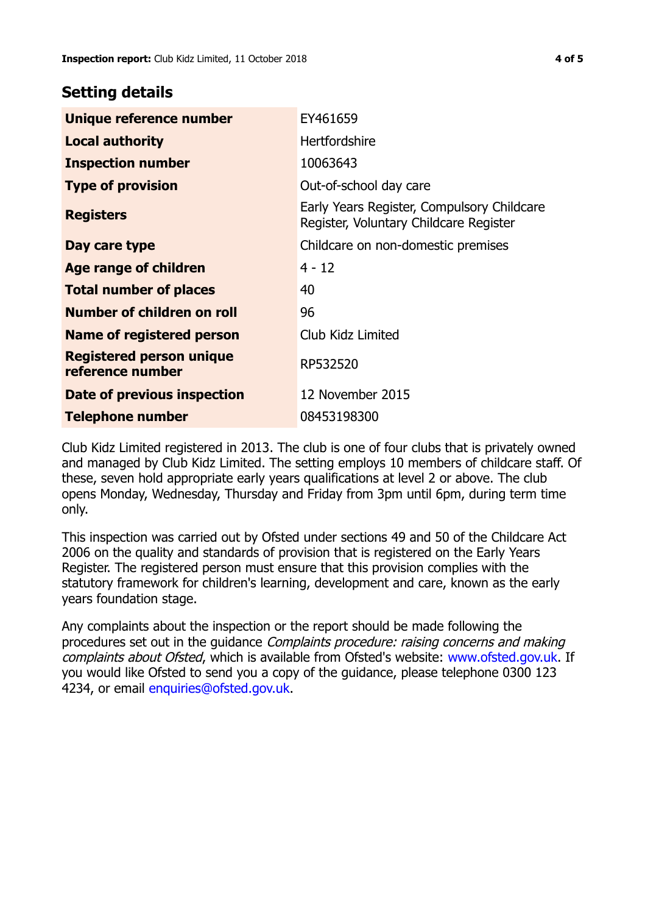## Setting details

| | |
|---|---|
| **Unique reference number** | EY461659 |
| **Local authority** | Hertfordshire |
| **Inspection number** | 10063643 |
| **Type of provision** | Out-of-school day care |
| **Registers** | Early Years Register, Compulsory Childcare Register, Voluntary Childcare Register |
| **Day care type** | Childcare on non-domestic premises |
| **Age range of children** | 4 - 12 |
| **Total number of places** | 40 |
| **Number of children on roll** | 96 |
| **Name of registered person** | Club Kidz Limited |
| **Registered person unique reference number** | RP532520 |
| **Date of previous inspection** | 12 November 2015 |
| **Telephone number** | 08453198300 |

Club Kidz Limited registered in 2013. The club is one of four clubs that is privately owned and managed by Club Kidz Limited. The setting employs 10 members of childcare staff. Of these, seven hold appropriate early years qualifications at level 2 or above. The club opens Monday, Wednesday, Thursday and Friday from 3pm until 6pm, during term time only.

This inspection was carried out by Ofsted under sections 49 and 50 of the Childcare Act 2006 on the quality and standards of provision that is registered on the Early Years Register. The registered person must ensure that this provision complies with the statutory framework for children's learning, development and care, known as the early years foundation stage.

Any complaints about the inspection or the report should be made following the procedures set out in the guidance *Complaints procedure: raising concerns and making complaints about Ofsted*, which is available from Ofsted's website: www.ofsted.gov.uk. If you would like Ofsted to send you a copy of the guidance, please telephone 0300 123 4234, or email enquiries@ofsted.gov.uk.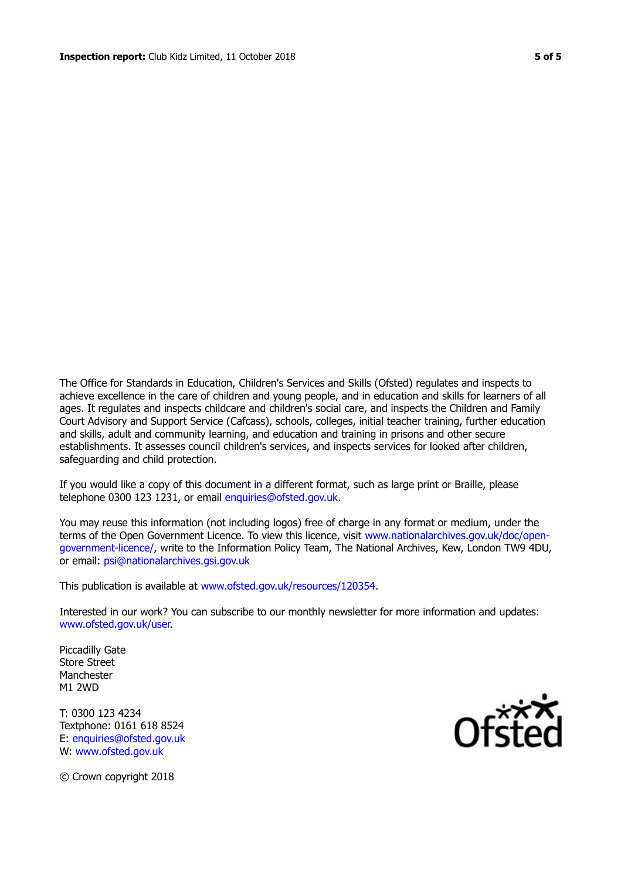The Office for Standards in Education, Children's Services and Skills (Ofsted) regulates and inspects to achieve excellence in the care of children and young people, and in education and skills for learners of all ages. It regulates and inspects childcare and children's social care, and inspects the Children and Family Court Advisory and Support Service (Cafcass), schools, colleges, initial teacher training, further education and skills, adult and community learning, and education and training in prisons and other secure establishments. It assesses council children's services, and inspects services for looked after children, safeguarding and child protection.

If you would like a copy of this document in a different format, such as large print or Braille, please telephone 0300 123 1231, or email enquiries@ofsted.gov.uk.

You may reuse this information (not including logos) free of charge in any format or medium, under the terms of the Open Government Licence. To view this licence, visit www.nationalarchives.gov.uk/doc/open-government-licence/, write to the Information Policy Team, The National Archives, Kew, London TW9 4DU, or email: psi@nationalarchives.gsi.gov.uk

This publication is available at www.ofsted.gov.uk/resources/120354.

Interested in our work? You can subscribe to our monthly newsletter for more information and updates: www.ofsted.gov.uk/user.

Piccadilly Gate
Store Street
Manchester
M1 2WD

T: 0300 123 4234
Textphone: 0161 618 8524
E: enquiries@ofsted.gov.uk
W: www.ofsted.gov.uk

© Crown copyright 2018